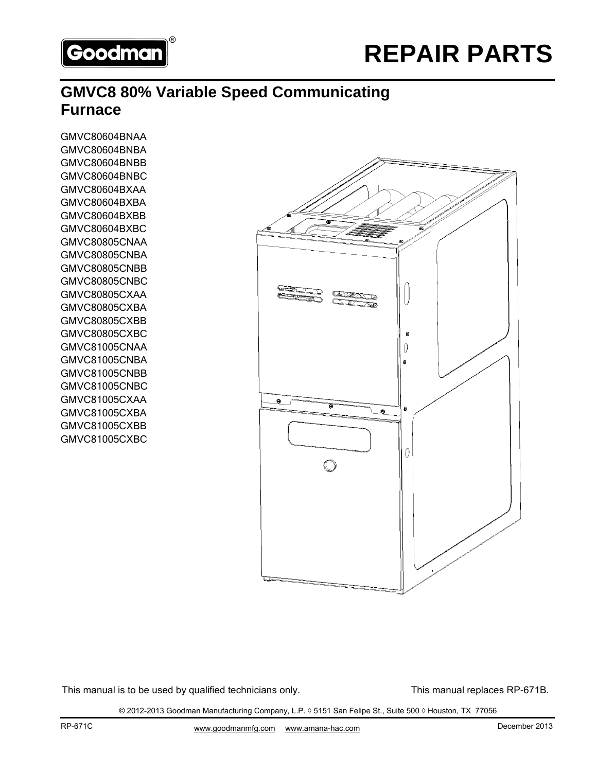Goodman®

# REPAIR PARTS

## GMVC8 80% Variable Speed Communicating Furnace

GMVC80604BNAA
GMVC80604BNBA
GMVC80604BNBB
GMVC80604BNBC
GMVC80604BXAA
GMVC80604BXBA
GMVC80604BXBB
GMVC80604BXBC
GMVC80805CNAA
GMVC80805CNBA
GMVC80805CNBB
GMVC80805CNBC
GMVC80805CXAA
GMVC80805CXBA
GMVC80805CXBB
GMVC80805CXBC
GMVC81005CNAA
GMVC81005CNBA
GMVC81005CNBB
GMVC81005CNBC
GMVC81005CXAA
GMVC81005CXBA
GMVC81005CXBB
GMVC81005CXBC

This manual is to be used by qualified technicians only.

This manual replaces RP-671B.

© 2012-2013 Goodman Manufacturing Company, L.P. ◊ 5151 San Felipe St., Suite 500 ◊ Houston, TX 77056

RP-671C

www.goodmanmfg.com www.amana-hac.com

December 2013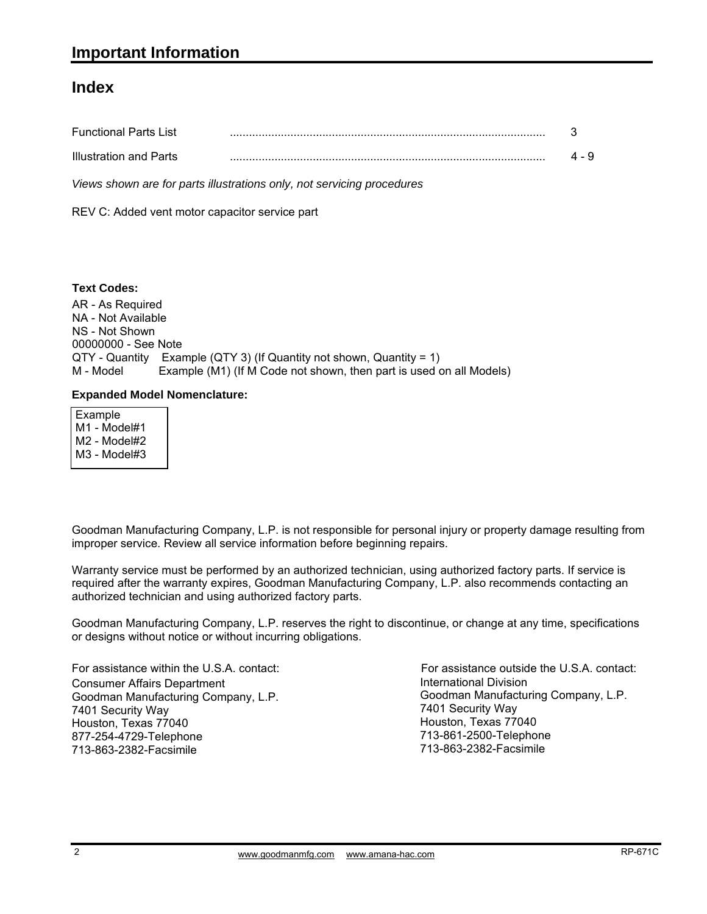# Important Information

## Index

| | | |
|---|---|---|
| Functional Parts List | ........................................................................................ | 3 |
| Illustration and Parts | ........................................................................................ | 4 - 9 |

*Views shown are for parts illustrations only, not servicing procedures*

REV C: Added vent motor capacitor service part

**Text Codes:**

AR - As Required
NA - Not Available
NS - Not Shown
00000000 - See Note
QTY - Quantity Example (QTY 3) (If Quantity not shown, Quantity = 1)
M - Model Example (M1) (If M Code not shown, then part is used on all Models)

**Expanded Model Nomenclature:**

Example
M1 - Model#1
M2 - Model#2
M3 - Model#3

Goodman Manufacturing Company, L.P. is not responsible for personal injury or property damage resulting from improper service. Review all service information before beginning repairs.

Warranty service must be performed by an authorized technician, using authorized factory parts. If service is required after the warranty expires, Goodman Manufacturing Company, L.P. also recommends contacting an authorized technician and using authorized factory parts.

Goodman Manufacturing Company, L.P. reserves the right to discontinue, or change at any time, specifications or designs without notice or without incurring obligations.

For assistance within the U.S.A. contact:
Consumer Affairs Department
Goodman Manufacturing Company, L.P.
7401 Security Way
Houston, Texas 77040
877-254-4729-Telephone
713-863-2382-Facsimile

For assistance outside the U.S.A. contact:
International Division
Goodman Manufacturing Company, L.P.
7401 Security Way
Houston, Texas 77040
713-861-2500-Telephone
713-863-2382-Facsimile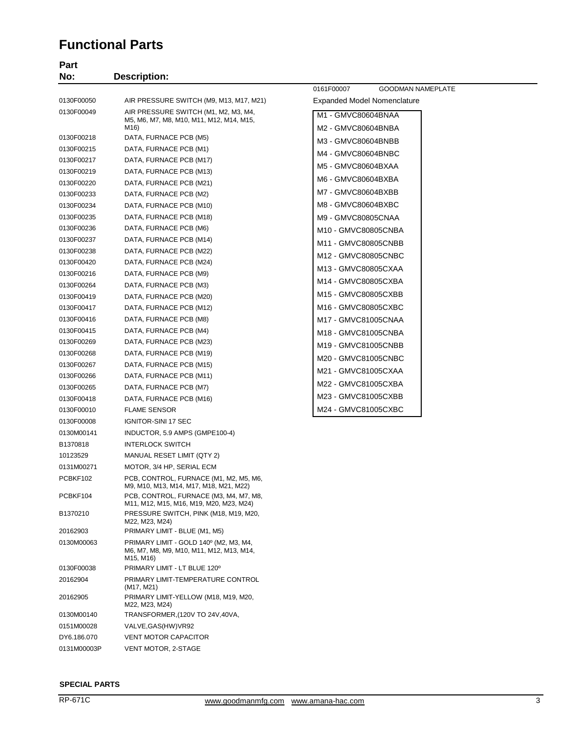# Functional Parts

| Part No: | Description: |
|---|---|
| 0161F00007 | GOODMAN NAMEPLATE |
| 0130F00050 | AIR PRESSURE SWITCH (M9, M13, M17, M21) |
| 0130F00049 | AIR PRESSURE SWITCH (M1, M2, M3, M4, M5, M6, M7, M8, M10, M11, M12, M14, M15, M16) |
| 0130F00218 | DATA, FURNACE PCB (M5) |
| 0130F00215 | DATA, FURNACE PCB (M1) |
| 0130F00217 | DATA, FURNACE PCB (M17) |
| 0130F00219 | DATA, FURNACE PCB (M13) |
| 0130F00220 | DATA, FURNACE PCB (M21) |
| 0130F00233 | DATA, FURNACE PCB (M2) |
| 0130F00234 | DATA, FURNACE PCB (M10) |
| 0130F00235 | DATA, FURNACE PCB (M18) |
| 0130F00236 | DATA, FURNACE PCB (M6) |
| 0130F00237 | DATA, FURNACE PCB (M14) |
| 0130F00238 | DATA, FURNACE PCB (M22) |
| 0130F00420 | DATA, FURNACE PCB (M24) |
| 0130F00216 | DATA, FURNACE PCB (M9) |
| 0130F00264 | DATA, FURNACE PCB (M3) |
| 0130F00419 | DATA, FURNACE PCB (M20) |
| 0130F00417 | DATA, FURNACE PCB (M12) |
| 0130F00416 | DATA, FURNACE PCB (M8) |
| 0130F00415 | DATA, FURNACE PCB (M4) |
| 0130F00269 | DATA, FURNACE PCB (M23) |
| 0130F00268 | DATA, FURNACE PCB (M19) |
| 0130F00267 | DATA, FURNACE PCB (M15) |
| 0130F00266 | DATA, FURNACE PCB (M11) |
| 0130F00265 | DATA, FURNACE PCB (M7) |
| 0130F00418 | DATA, FURNACE PCB (M16) |
| 0130F00010 | FLAME SENSOR |
| 0130F00008 | IGNITOR-SINI 17 SEC |
| 0130M00141 | INDUCTOR, 5.9 AMPS (GMPE100-4) |
| B1370818 | INTERLOCK SWITCH |
| 10123529 | MANUAL RESET LIMIT (QTY 2) |
| 0131M00271 | MOTOR, 3/4 HP, SERIAL ECM |
| PCBKF102 | PCB, CONTROL, FURNACE (M1, M2, M5, M6, M9, M10, M13, M14, M17, M18, M21, M22) |
| PCBKF104 | PCB, CONTROL, FURNACE (M3, M4, M7, M8, M11, M12, M15, M16, M19, M20, M23, M24) |
| B1370210 | PRESSURE SWITCH, PINK (M18, M19, M20, M22, M23, M24) |
| 20162903 | PRIMARY LIMIT - BLUE (M1, M5) |
| 0130M00063 | PRIMARY LIMIT - GOLD 140º (M2, M3, M4, M6, M7, M8, M9, M10, M11, M12, M13, M14, M15, M16) |
| 0130F00038 | PRIMARY LIMIT - LT BLUE 120º |
| 20162904 | PRIMARY LIMIT-TEMPERATURE CONTROL (M17, M21) |
| 20162905 | PRIMARY LIMIT-YELLOW (M18, M19, M20, M22, M23, M24) |
| 0130M00140 | TRANSFORMER,(120V TO 24V,40VA, |
| 0151M00028 | VALVE,GAS(HW)VR92 |
| DY6.186.070 | VENT MOTOR CAPACITOR |
| 0131M00003P | VENT MOTOR, 2-STAGE |

Expanded Model Nomenclature

- M1 - GMVC80604BNAA
- M2 - GMVC80604BNBA
- M3 - GMVC80604BNBB
- M4 - GMVC80604BNBC
- M5 - GMVC80604BXAA
- M6 - GMVC80604BXBA
- M7 - GMVC80604BXBB
- M8 - GMVC80604BXBC
- M9 - GMVC80805CNAA
- M10 - GMVC80805CNBA
- M11 - GMVC80805CNBB
- M12 - GMVC80805CNBC
- M13 - GMVC80805CXAA
- M14 - GMVC80805CXBA
- M15 - GMVC80805CXBB
- M16 - GMVC80805CXBC
- M17 - GMVC81005CNAA
- M18 - GMVC81005CNBA
- M19 - GMVC81005CNBB
- M20 - GMVC81005CNBC
- M21 - GMVC81005CXAA
- M22 - GMVC81005CXBA
- M23 - GMVC81005CXBB
- M24 - GMVC81005CXBC

**SPECIAL PARTS**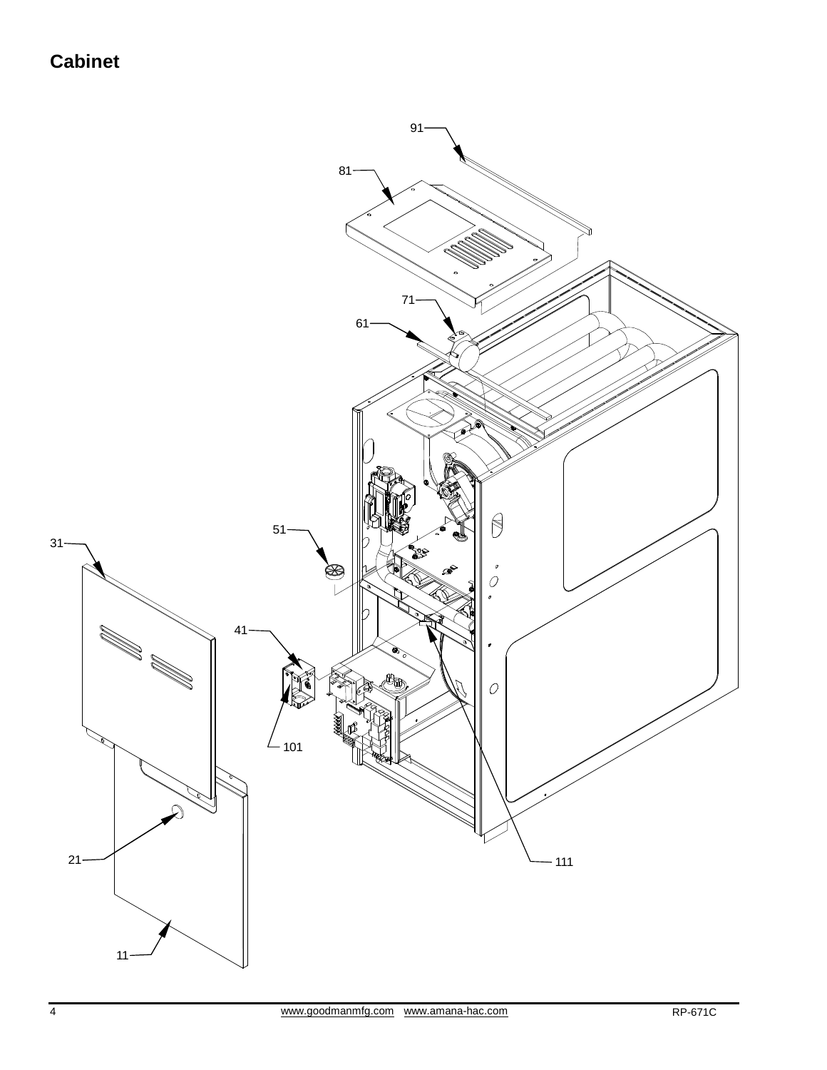## Cabinet

91

81

71

61

51

31

41

101

111

21

11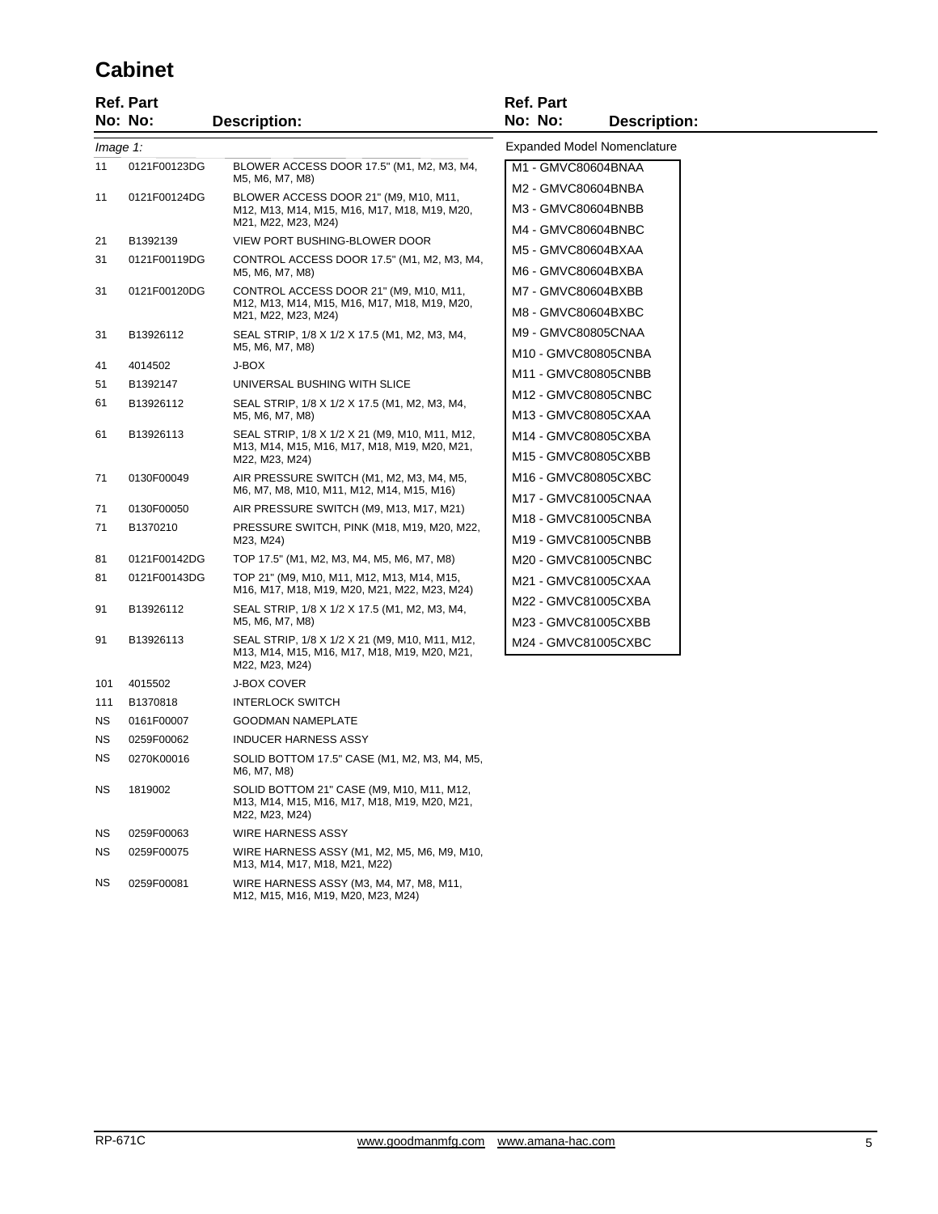# Cabinet

| Ref. No: | Part No: | Description: |
|---|---|---|
| *Image 1:* | | |
| 11 | 0121F00123DG | BLOWER ACCESS DOOR 17.5" (M1, M2, M3, M4, M5, M6, M7, M8) |
| 11 | 0121F00124DG | BLOWER ACCESS DOOR 21" (M9, M10, M11, M12, M13, M14, M15, M16, M17, M18, M19, M20, M21, M22, M23, M24) |
| 21 | B1392139 | VIEW PORT BUSHING-BLOWER DOOR |
| 31 | 0121F00119DG | CONTROL ACCESS DOOR 17.5" (M1, M2, M3, M4, M5, M6, M7, M8) |
| 31 | 0121F00120DG | CONTROL ACCESS DOOR 21" (M9, M10, M11, M12, M13, M14, M15, M16, M17, M18, M19, M20, M21, M22, M23, M24) |
| 31 | B13926112 | SEAL STRIP, 1/8 X 1/2 X 17.5 (M1, M2, M3, M4, M5, M6, M7, M8) |
| 41 | 4014502 | J-BOX |
| 51 | B1392147 | UNIVERSAL BUSHING WITH SLICE |
| 61 | B13926112 | SEAL STRIP, 1/8 X 1/2 X 17.5 (M1, M2, M3, M4, M5, M6, M7, M8) |
| 61 | B13926113 | SEAL STRIP, 1/8 X 1/2 X 21 (M9, M10, M11, M12, M13, M14, M15, M16, M17, M18, M19, M20, M21, M22, M23, M24) |
| 71 | 0130F00049 | AIR PRESSURE SWITCH (M1, M2, M3, M4, M5, M6, M7, M8, M10, M11, M12, M14, M15, M16) |
| 71 | 0130F00050 | AIR PRESSURE SWITCH (M9, M13, M17, M21) |
| 71 | B1370210 | PRESSURE SWITCH, PINK (M18, M19, M20, M22, M23, M24) |
| 81 | 0121F00142DG | TOP 17.5" (M1, M2, M3, M4, M5, M6, M7, M8) |
| 81 | 0121F00143DG | TOP 21" (M9, M10, M11, M12, M13, M14, M15, M16, M17, M18, M19, M20, M21, M22, M23, M24) |
| 91 | B13926112 | SEAL STRIP, 1/8 X 1/2 X 17.5 (M1, M2, M3, M4, M5, M6, M7, M8) |
| 91 | B13926113 | SEAL STRIP, 1/8 X 1/2 X 21 (M9, M10, M11, M12, M13, M14, M15, M16, M17, M18, M19, M20, M21, M22, M23, M24) |
| 101 | 4015502 | J-BOX COVER |
| 111 | B1370818 | INTERLOCK SWITCH |
| NS | 0161F00007 | GOODMAN NAMEPLATE |
| NS | 0259F00062 | INDUCER HARNESS ASSY |
| NS | 0270K00016 | SOLID BOTTOM 17.5" CASE (M1, M2, M3, M4, M5, M6, M7, M8) |
| NS | 1819002 | SOLID BOTTOM 21" CASE (M9, M10, M11, M12, M13, M14, M15, M16, M17, M18, M19, M20, M21, M22, M23, M24) |
| NS | 0259F00063 | WIRE HARNESS ASSY |
| NS | 0259F00075 | WIRE HARNESS ASSY (M1, M2, M5, M6, M9, M10, M13, M14, M17, M18, M21, M22) |
| NS | 0259F00081 | WIRE HARNESS ASSY (M3, M4, M7, M8, M11, M12, M15, M16, M19, M20, M23, M24) |

**Expanded Model Nomenclature**

- M1 - GMVC80604BNAA
- M2 - GMVC80604BNBA
- M3 - GMVC80604BNBB
- M4 - GMVC80604BNBC
- M5 - GMVC80604BXAA
- M6 - GMVC80604BXBA
- M7 - GMVC80604BXBB
- M8 - GMVC80604BXBC
- M9 - GMVC80805CNAA
- M10 - GMVC80805CNBA
- M11 - GMVC80805CNBB
- M12 - GMVC80805CNBC
- M13 - GMVC80805CXAA
- M14 - GMVC80805CXBA
- M15 - GMVC80805CXBB
- M16 - GMVC80805CXBC
- M17 - GMVC81005CNAA
- M18 - GMVC81005CNBA
- M19 - GMVC81005CNBB
- M20 - GMVC81005CNBC
- M21 - GMVC81005CXAA
- M22 - GMVC81005CXBA
- M23 - GMVC81005CXBB
- M24 - GMVC81005CXBC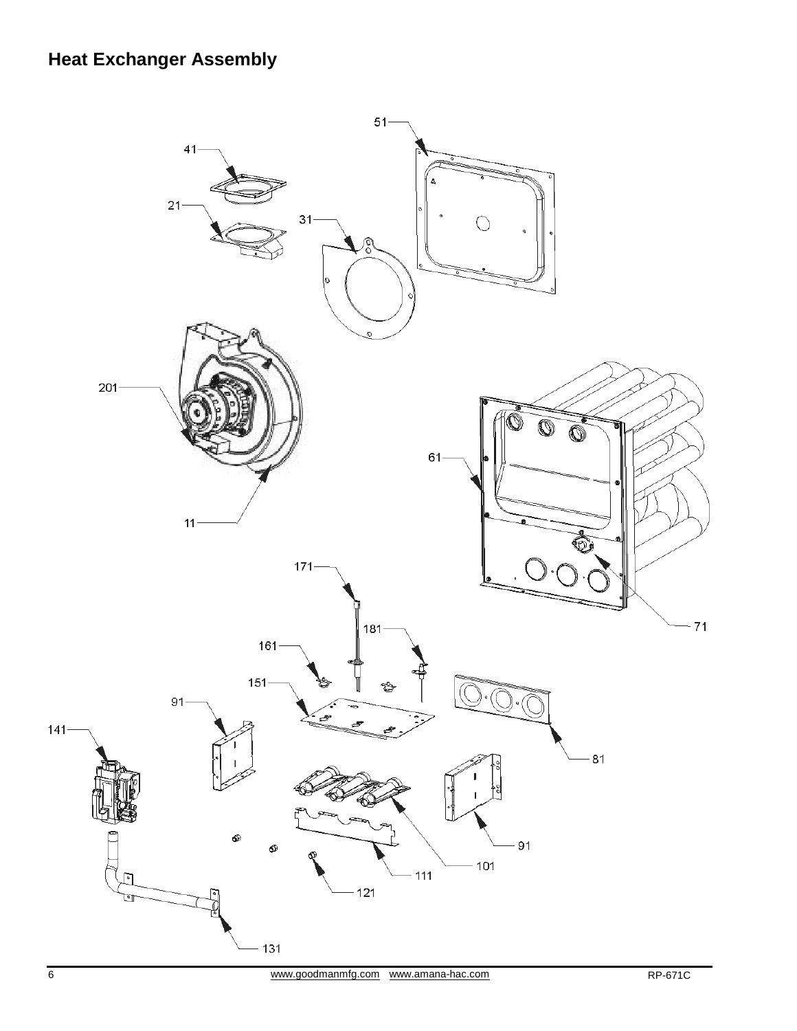## Heat Exchanger Assembly

51

41

21

31

201

61

11

71

171

181

161

151

91

141

81

91

101

111

121

131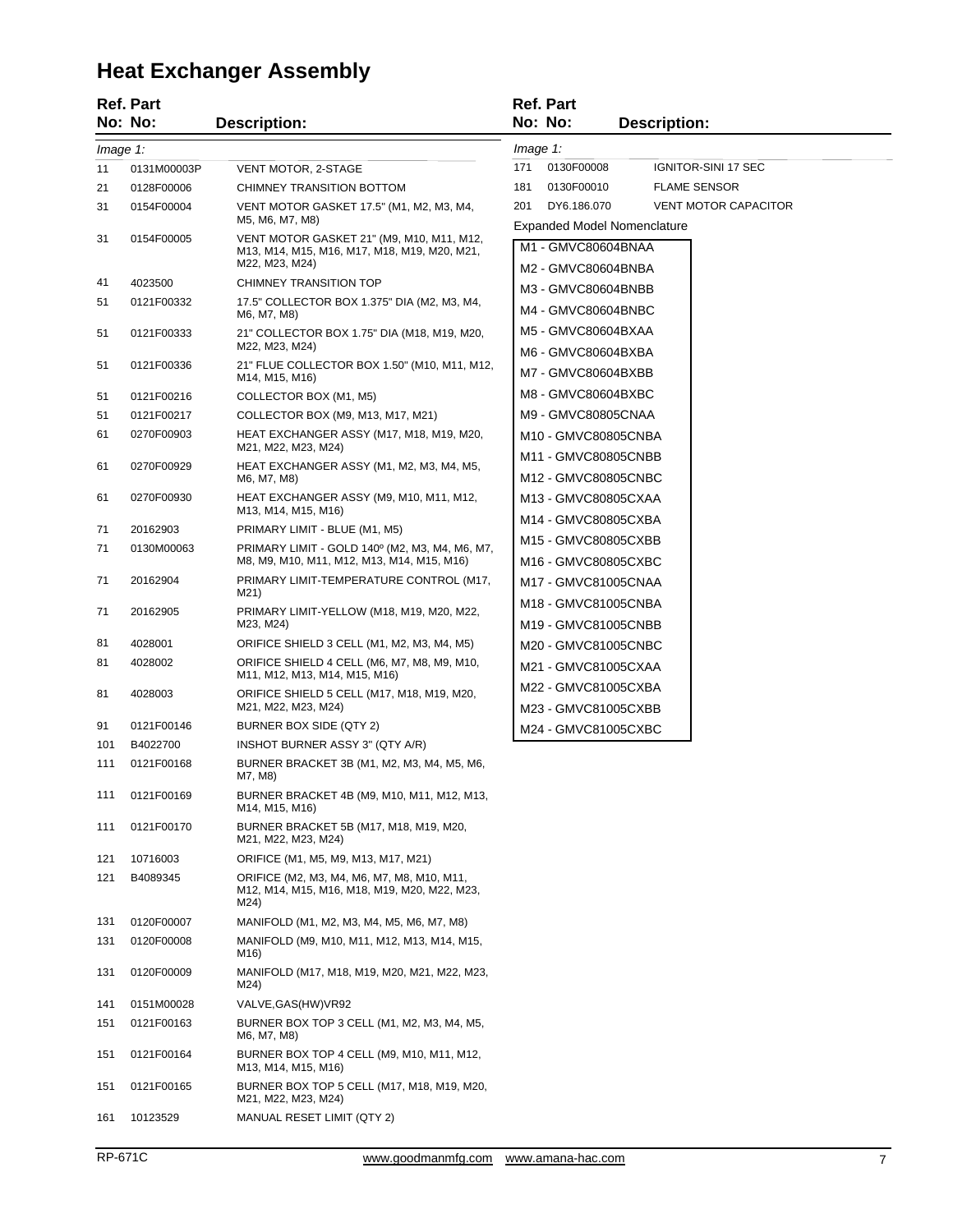# Heat Exchanger Assembly

| Ref. No: | Part No: | Description: |
|---|---|---|
| *Image 1:* | | |
| 11 | 0131M00003P | VENT MOTOR, 2-STAGE |
| 21 | 0128F00006 | CHIMNEY TRANSITION BOTTOM |
| 31 | 0154F00004 | VENT MOTOR GASKET 17.5" (M1, M2, M3, M4, M5, M6, M7, M8) |
| 31 | 0154F00005 | VENT MOTOR GASKET 21" (M9, M10, M11, M12, M13, M14, M15, M16, M17, M18, M19, M20, M21, M22, M23, M24) |
| 41 | 4023500 | CHIMNEY TRANSITION TOP |
| 51 | 0121F00332 | 17.5" COLLECTOR BOX 1.375" DIA (M2, M3, M4, M6, M7, M8) |
| 51 | 0121F00333 | 21" COLLECTOR BOX 1.75" DIA (M18, M19, M20, M22, M23, M24) |
| 51 | 0121F00336 | 21" FLUE COLLECTOR BOX 1.50" (M10, M11, M12, M14, M15, M16) |
| 51 | 0121F00216 | COLLECTOR BOX (M1, M5) |
| 51 | 0121F00217 | COLLECTOR BOX (M9, M13, M17, M21) |
| 61 | 0270F00903 | HEAT EXCHANGER ASSY (M17, M18, M19, M20, M21, M22, M23, M24) |
| 61 | 0270F00929 | HEAT EXCHANGER ASSY (M1, M2, M3, M4, M5, M6, M7, M8) |
| 61 | 0270F00930 | HEAT EXCHANGER ASSY (M9, M10, M11, M12, M13, M14, M15, M16) |
| 71 | 20162903 | PRIMARY LIMIT - BLUE (M1, M5) |
| 71 | 0130M00063 | PRIMARY LIMIT - GOLD 140º (M2, M3, M4, M6, M7, M8, M9, M10, M11, M12, M13, M14, M15, M16) |
| 71 | 20162904 | PRIMARY LIMIT-TEMPERATURE CONTROL (M17, M21) |
| 71 | 20162905 | PRIMARY LIMIT-YELLOW (M18, M19, M20, M22, M23, M24) |
| 81 | 4028001 | ORIFICE SHIELD 3 CELL (M1, M2, M3, M4, M5) |
| 81 | 4028002 | ORIFICE SHIELD 4 CELL (M6, M7, M8, M9, M10, M11, M12, M13, M14, M15, M16) |
| 81 | 4028003 | ORIFICE SHIELD 5 CELL (M17, M18, M19, M20, M21, M22, M23, M24) |
| 91 | 0121F00146 | BURNER BOX SIDE (QTY 2) |
| 101 | B4022700 | INSHOT BURNER ASSY 3" (QTY A/R) |
| 111 | 0121F00168 | BURNER BRACKET 3B (M1, M2, M3, M4, M5, M6, M7, M8) |
| 111 | 0121F00169 | BURNER BRACKET 4B (M9, M10, M11, M12, M13, M14, M15, M16) |
| 111 | 0121F00170 | BURNER BRACKET 5B (M17, M18, M19, M20, M21, M22, M23, M24) |
| 121 | 10716003 | ORIFICE (M1, M5, M9, M13, M17, M21) |
| 121 | B4089345 | ORIFICE (M2, M3, M4, M6, M7, M8, M10, M11, M12, M14, M15, M16, M18, M19, M20, M22, M23, M24) |
| 131 | 0120F00007 | MANIFOLD (M1, M2, M3, M4, M5, M6, M7, M8) |
| 131 | 0120F00008 | MANIFOLD (M9, M10, M11, M12, M13, M14, M15, M16) |
| 131 | 0120F00009 | MANIFOLD (M17, M18, M19, M20, M21, M22, M23, M24) |
| 141 | 0151M00028 | VALVE,GAS(HW)VR92 |
| 151 | 0121F00163 | BURNER BOX TOP 3 CELL (M1, M2, M3, M4, M5, M6, M7, M8) |
| 151 | 0121F00164 | BURNER BOX TOP 4 CELL (M9, M10, M11, M12, M13, M14, M15, M16) |
| 151 | 0121F00165 | BURNER BOX TOP 5 CELL (M17, M18, M19, M20, M21, M22, M23, M24) |
| 161 | 10123529 | MANUAL RESET LIMIT (QTY 2) |
| 171 | 0130F00008 | IGNITOR-SINI 17 SEC |
| 181 | 0130F00010 | FLAME SENSOR |
| 201 | DY6.186.070 | VENT MOTOR CAPACITOR |

Expanded Model Nomenclature

| |
|---|
| M1 - GMVC80604BNAA |
| M2 - GMVC80604BNBA |
| M3 - GMVC80604BNBB |
| M4 - GMVC80604BNBC |
| M5 - GMVC80604BXAA |
| M6 - GMVC80604BXBA |
| M7 - GMVC80604BXBB |
| M8 - GMVC80604BXBC |
| M9 - GMVC80805CNAA |
| M10 - GMVC80805CNBA |
| M11 - GMVC80805CNBB |
| M12 - GMVC80805CNBC |
| M13 - GMVC80805CXAA |
| M14 - GMVC80805CXBA |
| M15 - GMVC80805CXBB |
| M16 - GMVC80805CXBC |
| M17 - GMVC81005CNAA |
| M18 - GMVC81005CNBA |
| M19 - GMVC81005CNBB |
| M20 - GMVC81005CNBC |
| M21 - GMVC81005CXAA |
| M22 - GMVC81005CXBA |
| M23 - GMVC81005CXBB |
| M24 - GMVC81005CXBC |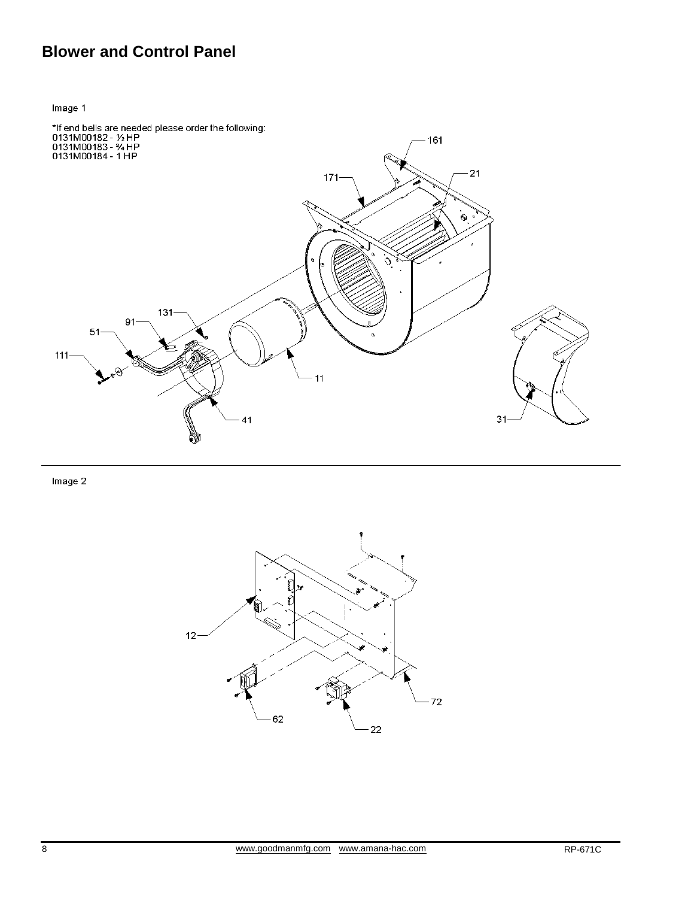## Blower and Control Panel

Image 1

*If end bells are needed please order the following:
0131M00182 - ½ HP
0131M00183 - ¾ HP
0131M00184 - 1 HP

161
21
171
131
91
51
111
11
41
31

Image 2

12
72
62
22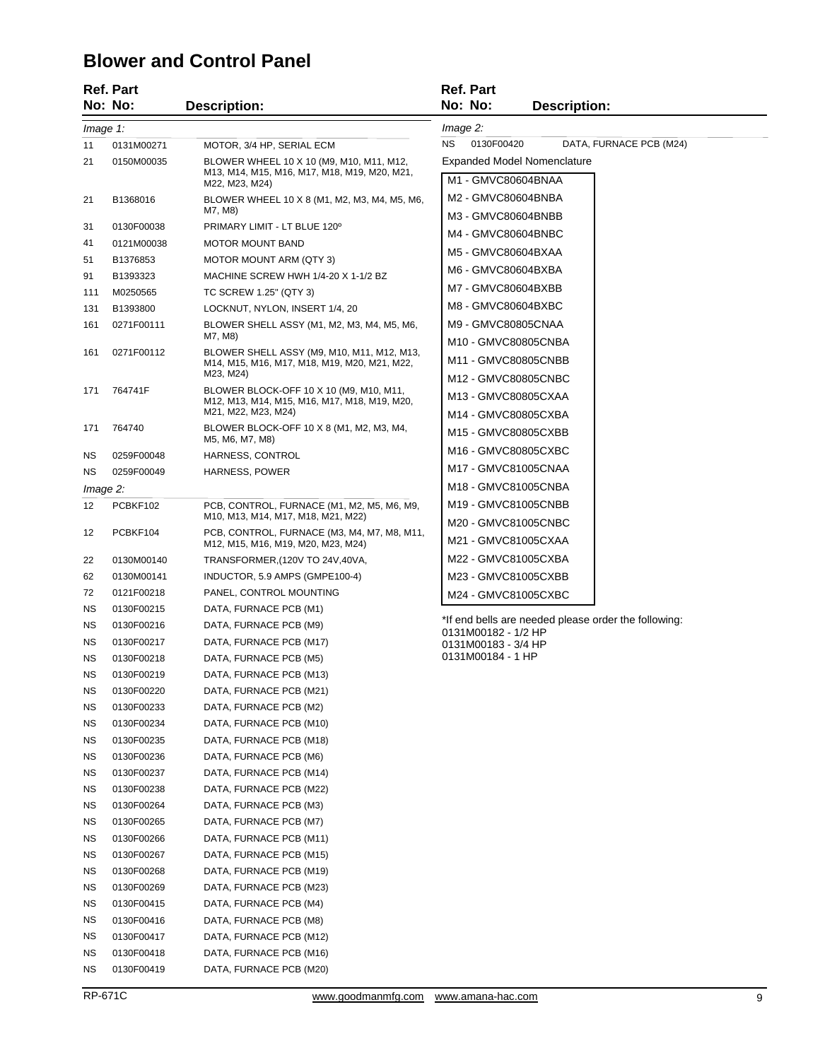# Blower and Control Panel

| Ref. No: | Part No: | Description: |
|---|---|---|
| *Image 1:* | | |
| 11 | 0131M00271 | MOTOR, 3/4 HP, SERIAL ECM |
| 21 | 0150M00035 | BLOWER WHEEL 10 X 10 (M9, M10, M11, M12, M13, M14, M15, M16, M17, M18, M19, M20, M21, M22, M23, M24) |
| 21 | B1368016 | BLOWER WHEEL 10 X 8 (M1, M2, M3, M4, M5, M6, M7, M8) |
| 31 | 0130F00038 | PRIMARY LIMIT - LT BLUE 120º |
| 41 | 0121M00038 | MOTOR MOUNT BAND |
| 51 | B1376853 | MOTOR MOUNT ARM (QTY 3) |
| 91 | B1393323 | MACHINE SCREW HWH 1/4-20 X 1-1/2 BZ |
| 111 | M0250565 | TC SCREW 1.25" (QTY 3) |
| 131 | B1393800 | LOCKNUT, NYLON, INSERT 1/4, 20 |
| 161 | 0271F00111 | BLOWER SHELL ASSY (M1, M2, M3, M4, M5, M6, M7, M8) |
| 161 | 0271F00112 | BLOWER SHELL ASSY (M9, M10, M11, M12, M13, M14, M15, M16, M17, M18, M19, M20, M21, M22, M23, M24) |
| 171 | 764741F | BLOWER BLOCK-OFF 10 X 10 (M9, M10, M11, M12, M13, M14, M15, M16, M17, M18, M19, M20, M21, M22, M23, M24) |
| 171 | 764740 | BLOWER BLOCK-OFF 10 X 8 (M1, M2, M3, M4, M5, M6, M7, M8) |
| NS | 0259F00048 | HARNESS, CONTROL |
| NS | 0259F00049 | HARNESS, POWER |
| *Image 2:* | | |
| 12 | PCBKF102 | PCB, CONTROL, FURNACE (M1, M2, M5, M6, M9, M10, M13, M14, M17, M18, M21, M22) |
| 12 | PCBKF104 | PCB, CONTROL, FURNACE (M3, M4, M7, M8, M11, M12, M15, M16, M19, M20, M23, M24) |
| 22 | 0130M00140 | TRANSFORMER,(120V TO 24V,40VA, |
| 62 | 0130M00141 | INDUCTOR, 5.9 AMPS (GMPE100-4) |
| 72 | 0121F00218 | PANEL, CONTROL MOUNTING |
| NS | 0130F00215 | DATA, FURNACE PCB (M1) |
| NS | 0130F00216 | DATA, FURNACE PCB (M9) |
| NS | 0130F00217 | DATA, FURNACE PCB (M17) |
| NS | 0130F00218 | DATA, FURNACE PCB (M5) |
| NS | 0130F00219 | DATA, FURNACE PCB (M13) |
| NS | 0130F00220 | DATA, FURNACE PCB (M21) |
| NS | 0130F00233 | DATA, FURNACE PCB (M2) |
| NS | 0130F00234 | DATA, FURNACE PCB (M10) |
| NS | 0130F00235 | DATA, FURNACE PCB (M18) |
| NS | 0130F00236 | DATA, FURNACE PCB (M6) |
| NS | 0130F00237 | DATA, FURNACE PCB (M14) |
| NS | 0130F00238 | DATA, FURNACE PCB (M22) |
| NS | 0130F00264 | DATA, FURNACE PCB (M3) |
| NS | 0130F00265 | DATA, FURNACE PCB (M7) |
| NS | 0130F00266 | DATA, FURNACE PCB (M11) |
| NS | 0130F00267 | DATA, FURNACE PCB (M15) |
| NS | 0130F00268 | DATA, FURNACE PCB (M19) |
| NS | 0130F00269 | DATA, FURNACE PCB (M23) |
| NS | 0130F00415 | DATA, FURNACE PCB (M4) |
| NS | 0130F00416 | DATA, FURNACE PCB (M8) |
| NS | 0130F00417 | DATA, FURNACE PCB (M12) |
| NS | 0130F00418 | DATA, FURNACE PCB (M16) |
| NS | 0130F00419 | DATA, FURNACE PCB (M20) |
| NS | 0130F00420 | DATA, FURNACE PCB (M24) |

Expanded Model Nomenclature

- M1 - GMVC80604BNAA
- M2 - GMVC80604BNBA
- M3 - GMVC80604BNBB
- M4 - GMVC80604BNBC
- M5 - GMVC80604BXAA
- M6 - GMVC80604BXBA
- M7 - GMVC80604BXBB
- M8 - GMVC80604BXBC
- M9 - GMVC80805CNAA
- M10 - GMVC80805CNBA
- M11 - GMVC80805CNBB
- M12 - GMVC80805CNBC
- M13 - GMVC80805CXAA
- M14 - GMVC80805CXBA
- M15 - GMVC80805CXBB
- M16 - GMVC80805CXBC
- M17 - GMVC81005CNAA
- M18 - GMVC81005CNBA
- M19 - GMVC81005CNBB
- M20 - GMVC81005CNBC
- M21 - GMVC81005CXAA
- M22 - GMVC81005CXBA
- M23 - GMVC81005CXBB
- M24 - GMVC81005CXBC

*If end bells are needed please order the following:
0131M00182 - 1/2 HP
0131M00183 - 3/4 HP
0131M00184 - 1 HP

RP-671C www.goodmanmfg.com www.amana-hac.com